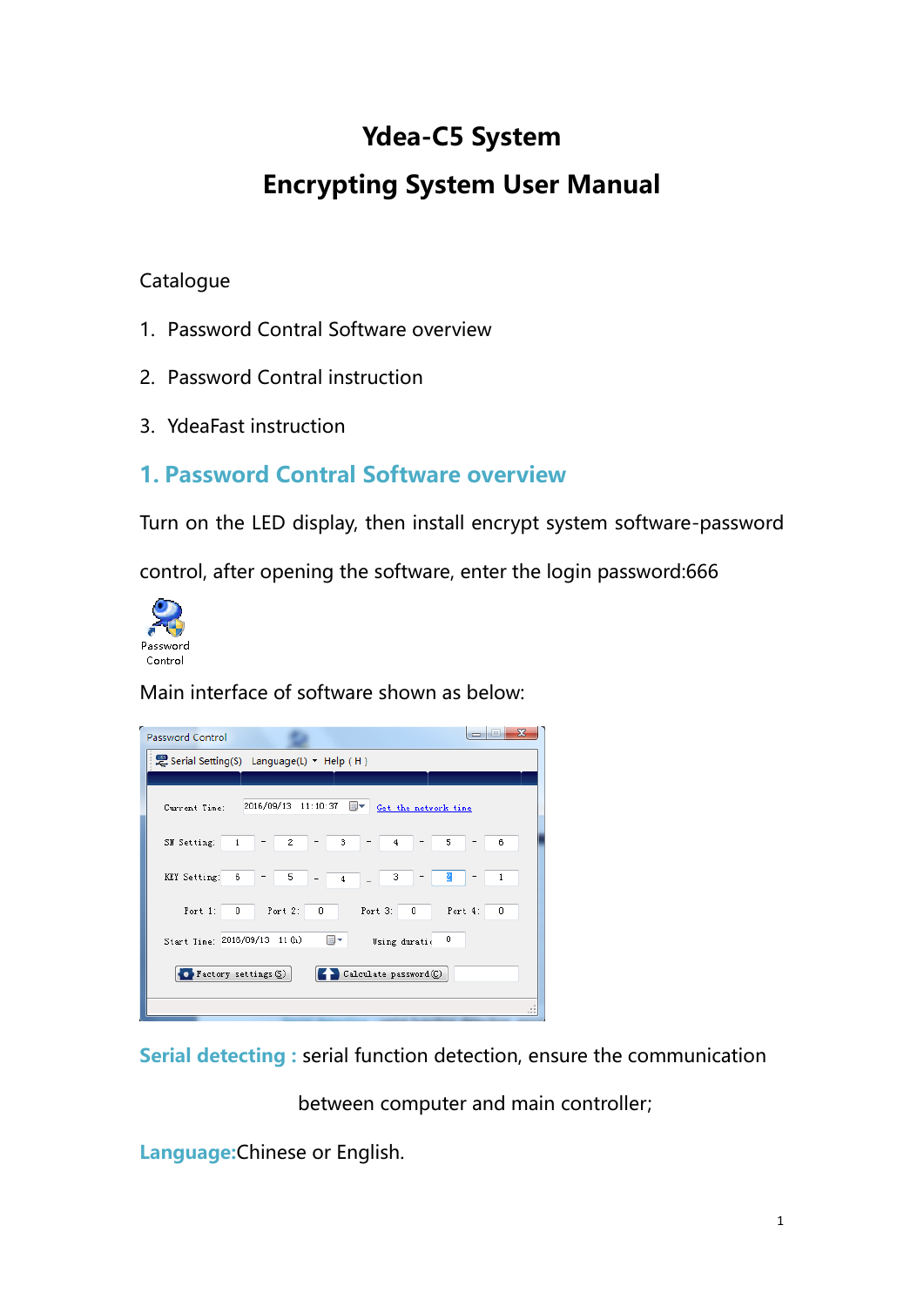# Ydea-C5 System

# Encrypting System User Manual

Catalogue

1. Password Contral Software overview
2. Password Contral instruction
3. YdeaFast instruction

## 1. Password Contral Software overview

Turn on the LED display, then install encrypt system software-password control, after opening the software, enter the login password:666

Main interface of software shown as below:

**Serial detecting :** serial function detection, ensure the communication between computer and main controller;

**Language:** Chinese or English.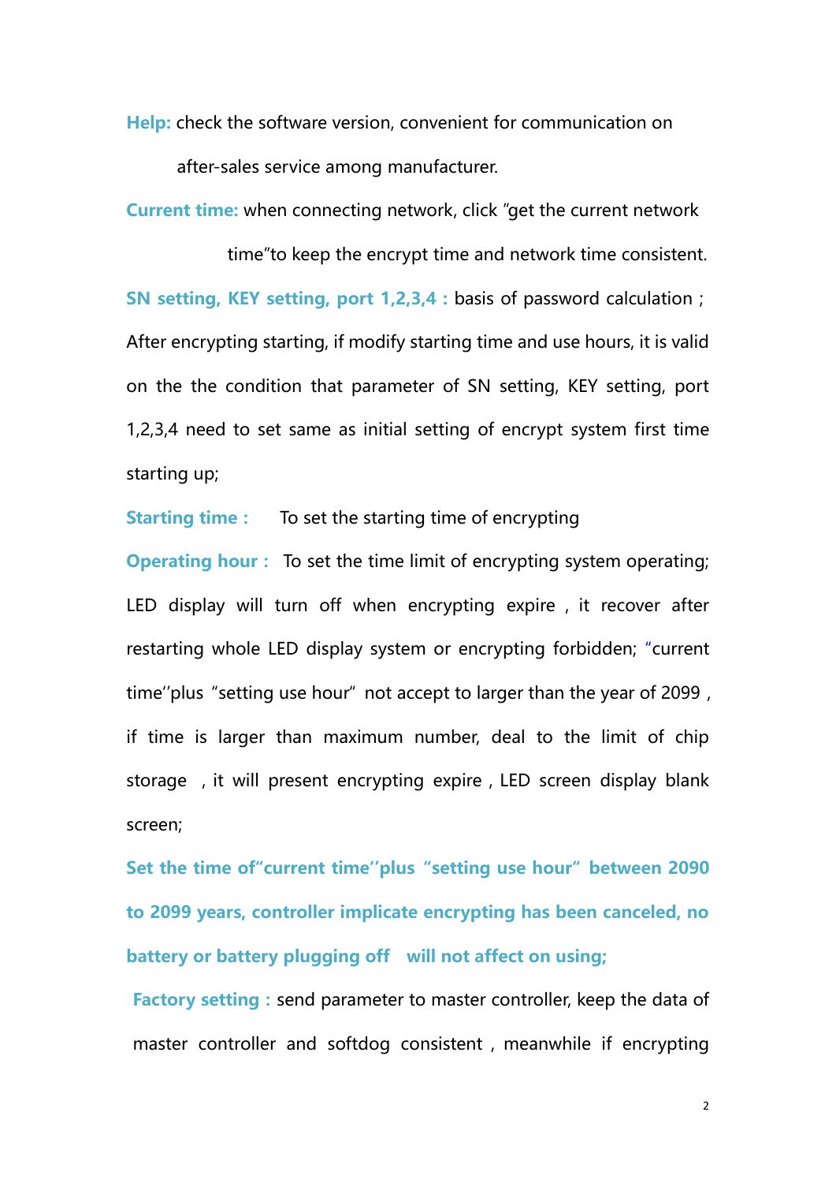**Help:** check the software version, convenient for communication on after-sales service among manufacturer.

**Current time:** when connecting network, click "get the current network time"to keep the encrypt time and network time consistent.

**SN setting, KEY setting, port 1,2,3,4 :** basis of password calculation ; After encrypting starting, if modify starting time and use hours, it is valid on the the condition that parameter of SN setting, KEY setting, port 1,2,3,4 need to set same as initial setting of encrypt system first time starting up;

**Starting time :** To set the starting time of encrypting

**Operating hour :** To set the time limit of encrypting system operating; LED display will turn off when encrypting expire , it recover after restarting whole LED display system or encrypting forbidden; "current time''plus "setting use hour" not accept to larger than the year of 2099 , if time is larger than maximum number, deal to the limit of chip storage , it will present encrypting expire , LED screen display blank screen;

**Set the time of"current time''plus "setting use hour" between 2090 to 2099 years, controller implicate encrypting has been canceled, no battery or battery plugging off will not affect on using;**

**Factory setting :** send parameter to master controller, keep the data of master controller and softdog consistent , meanwhile if encrypting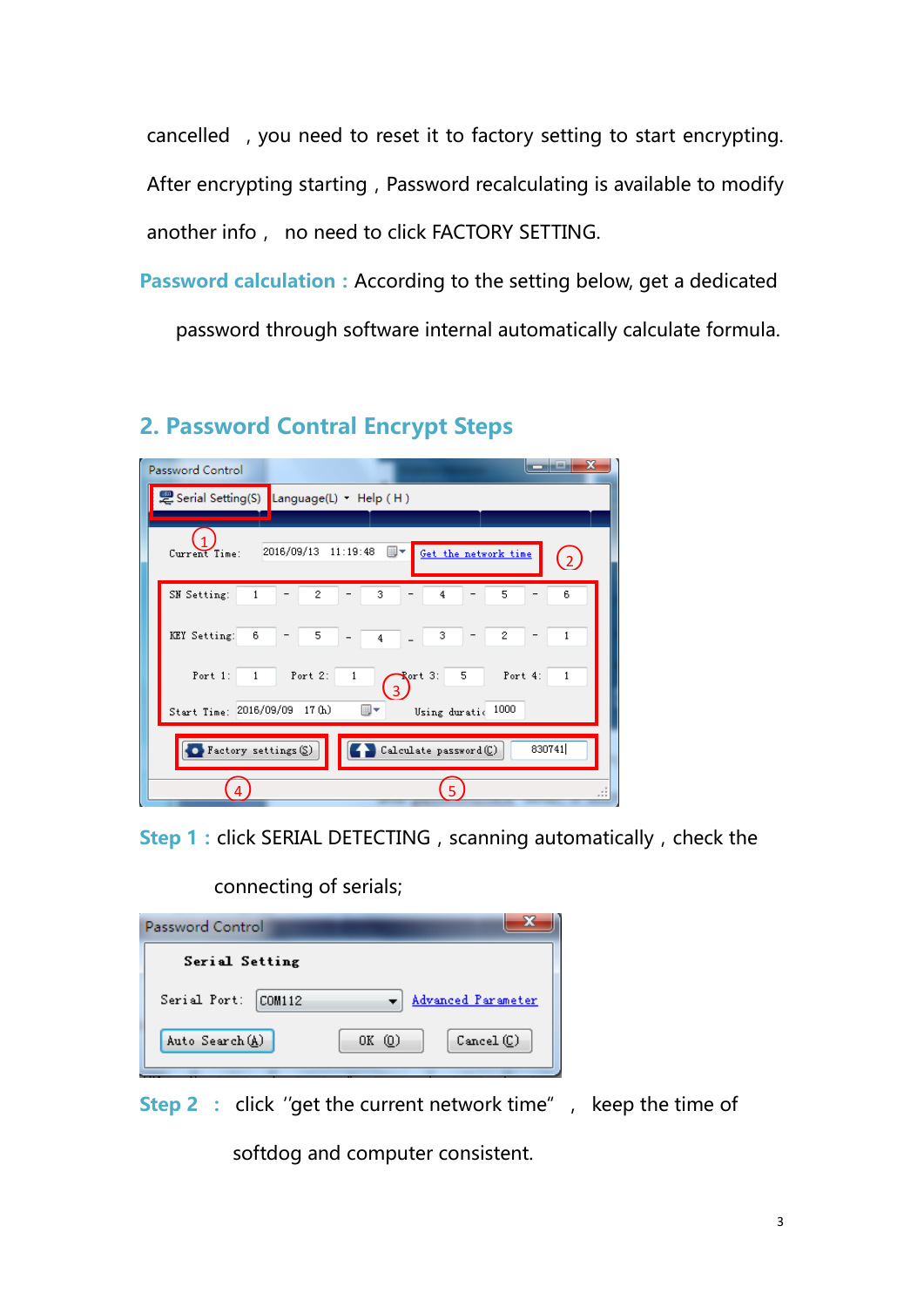cancelled , you need to reset it to factory setting to start encrypting. After encrypting starting , Password recalculating is available to modify another info , no need to click FACTORY SETTING.

**Password calculation :** According to the setting below, get a dedicated password through software internal automatically calculate formula.

## 2. Password Contral Encrypt Steps

**Step 1 :** click SERIAL DETECTING , scanning automatically , check the connecting of serials;

**Step 2 :** click "get the current network time" , keep the time of softdog and computer consistent.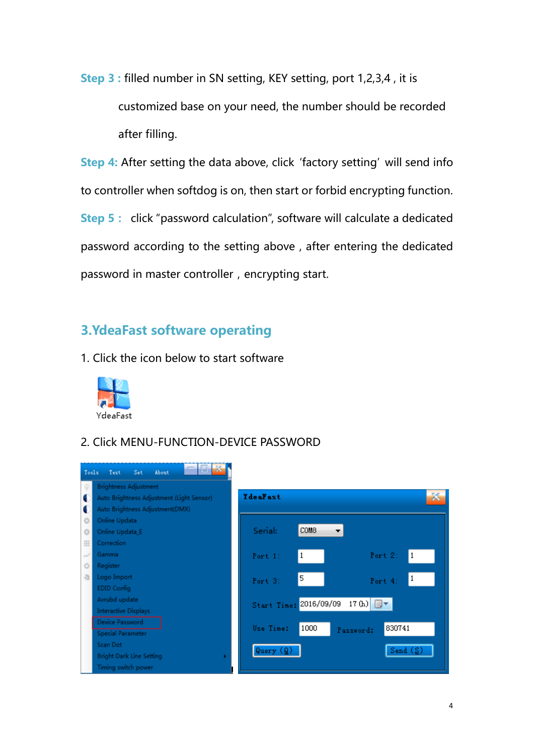**Step 3 :** filled number in SN setting, KEY setting, port 1,2,3,4 , it is customized base on your need, the number should be recorded after filling.

**Step 4:** After setting the data above, click 'factory setting' will send info to controller when softdog is on, then start or forbid encrypting function.

**Step 5 :** click "password calculation", software will calculate a dedicated password according to the setting above , after entering the dedicated password in master controller , encrypting start.

## 3.YdeaFast software operating

1. Click the icon below to start software

YdeaFast

2. Click MENU-FUNCTION-DEVICE PASSWORD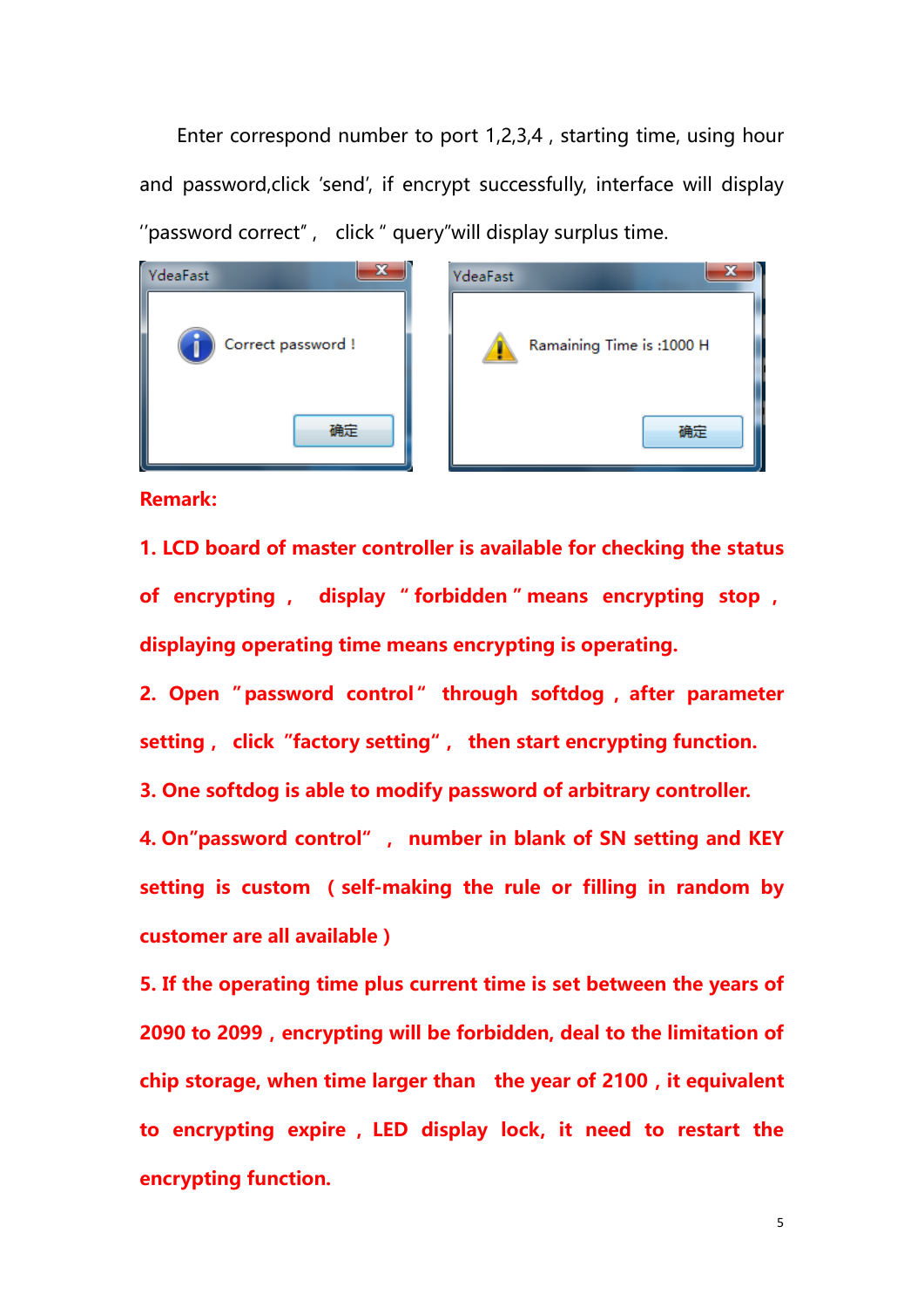Enter correspond number to port 1,2,3,4 , starting time, using hour and password,click 'send', if encrypt successfully, interface will display ''password correct" ,  click " query"will display surplus time.

YdeaFast

Correct password !

确定

YdeaFast

Ramaining Time is :1000 H

确定

**Remark:**

**1. LCD board of master controller is available for checking the status of encrypting ,  display " forbidden " means encrypting stop , displaying operating time means encrypting is operating.**

**2. Open "password control" through softdog , after parameter setting ,  click "factory setting" ,  then start encrypting function.**

**3. One softdog is able to modify password of arbitrary controller.**

**4. On"password control" ,  number in blank of SN setting and KEY setting is custom （self-making the rule or filling in random by customer are all available ）**

**5. If the operating time plus current time is set between the years of 2090 to 2099 , encrypting will be forbidden, deal to the limitation of chip storage, when time larger than  the year of 2100 , it equivalent to encrypting expire , LED display lock, it need to restart the encrypting function.**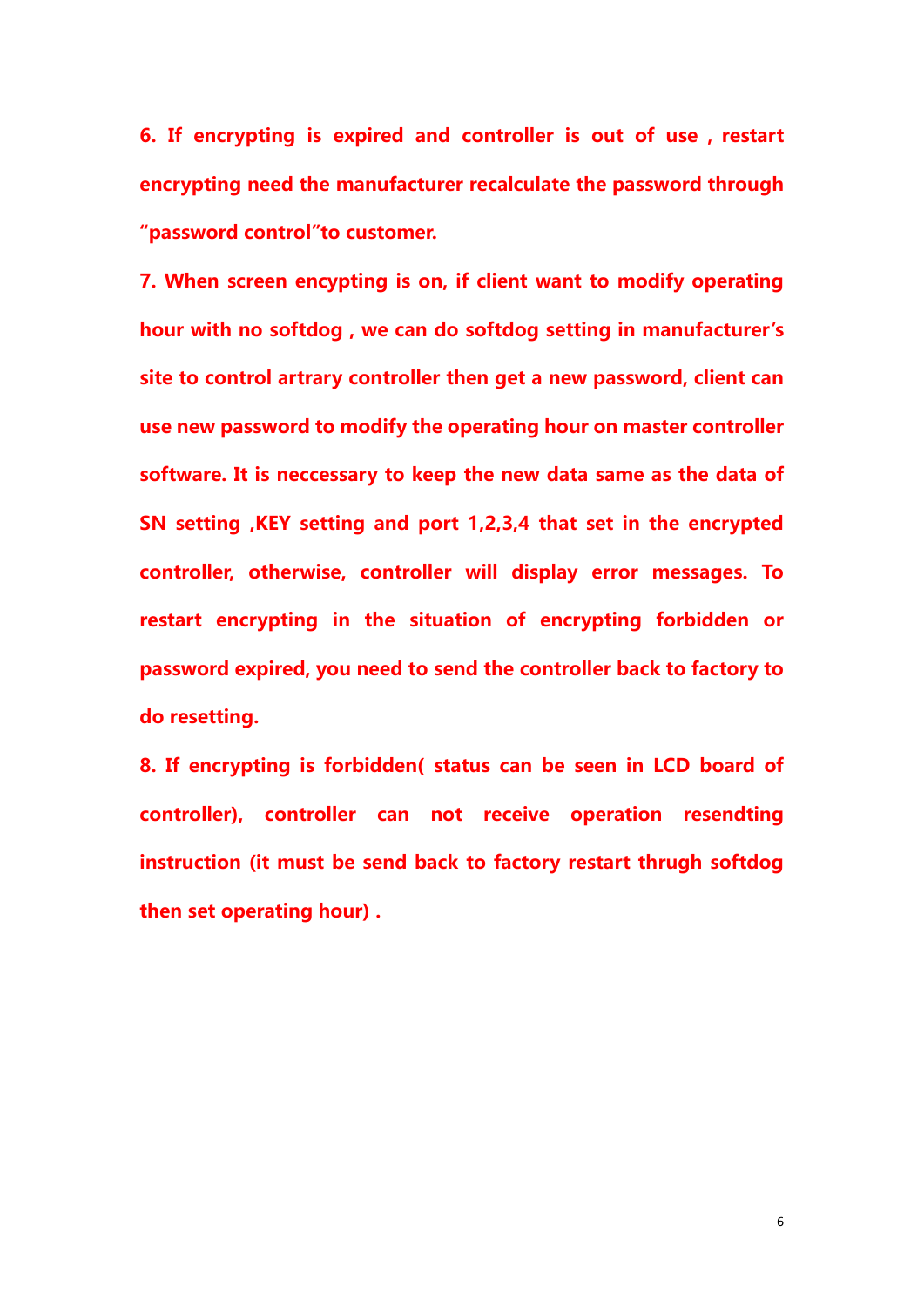**6. If encrypting is expired and controller is out of use , restart encrypting need the manufacturer recalculate the password through "password control"to customer.**

**7. When screen encypting is on, if client want to modify operating hour with no softdog , we can do softdog setting in manufacturer's site to control artrary controller then get a new password, client can use new password to modify the operating hour on master controller software. It is neccessary to keep the new data same as the data of SN setting ,KEY setting and port 1,2,3,4 that set in the encrypted controller, otherwise, controller will display error messages. To restart encrypting in the situation of encrypting forbidden or password expired, you need to send the controller back to factory to do resetting.**

**8. If encrypting is forbidden( status can be seen in LCD board of controller), controller can not receive operation resendting instruction (it must be send back to factory restart thrugh softdog then set operating hour) .**